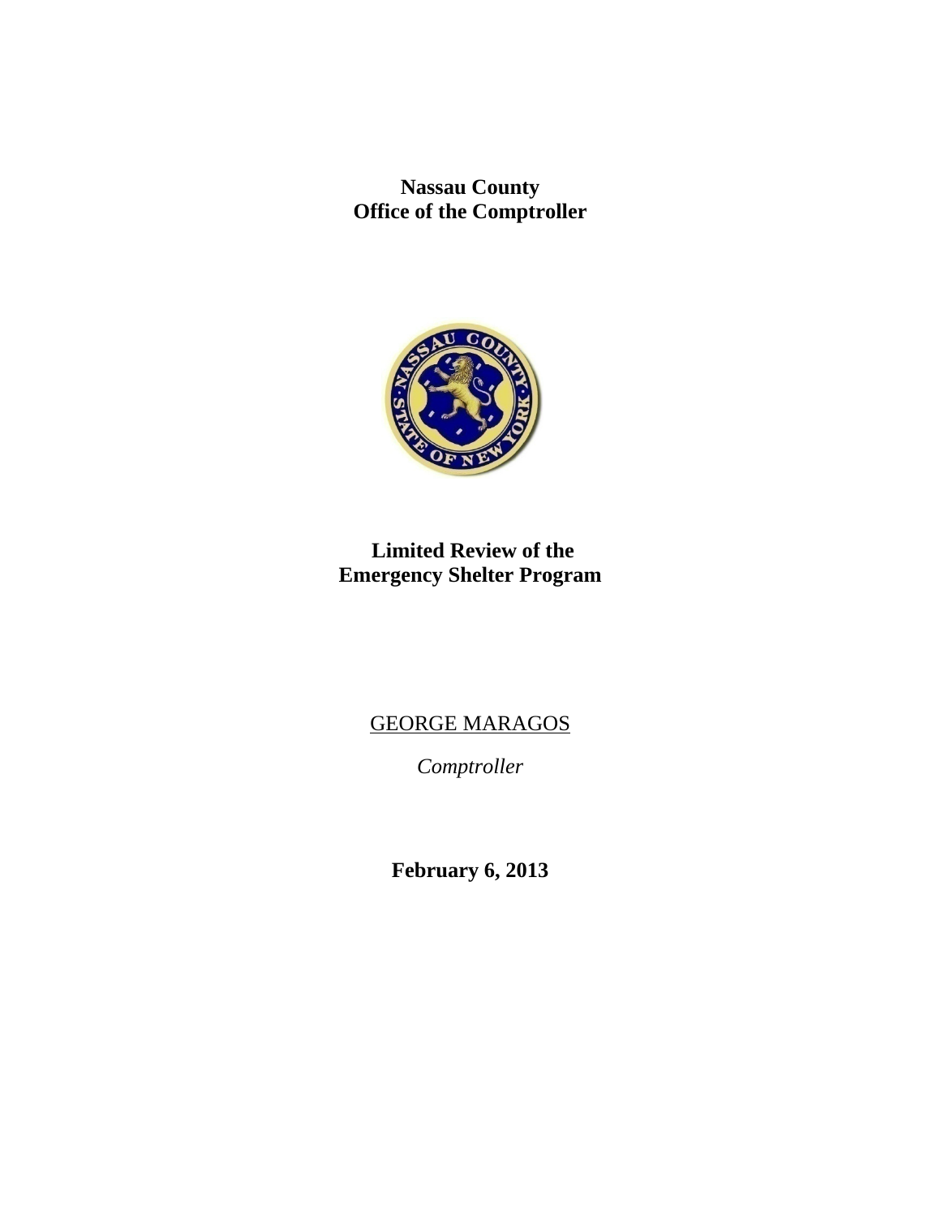**Nassau County**
**Office of the Comptroller**

# Limited Review of the Emergency Shelter Program

GEORGE MARAGOS

*Comptroller*

**February 6, 2013**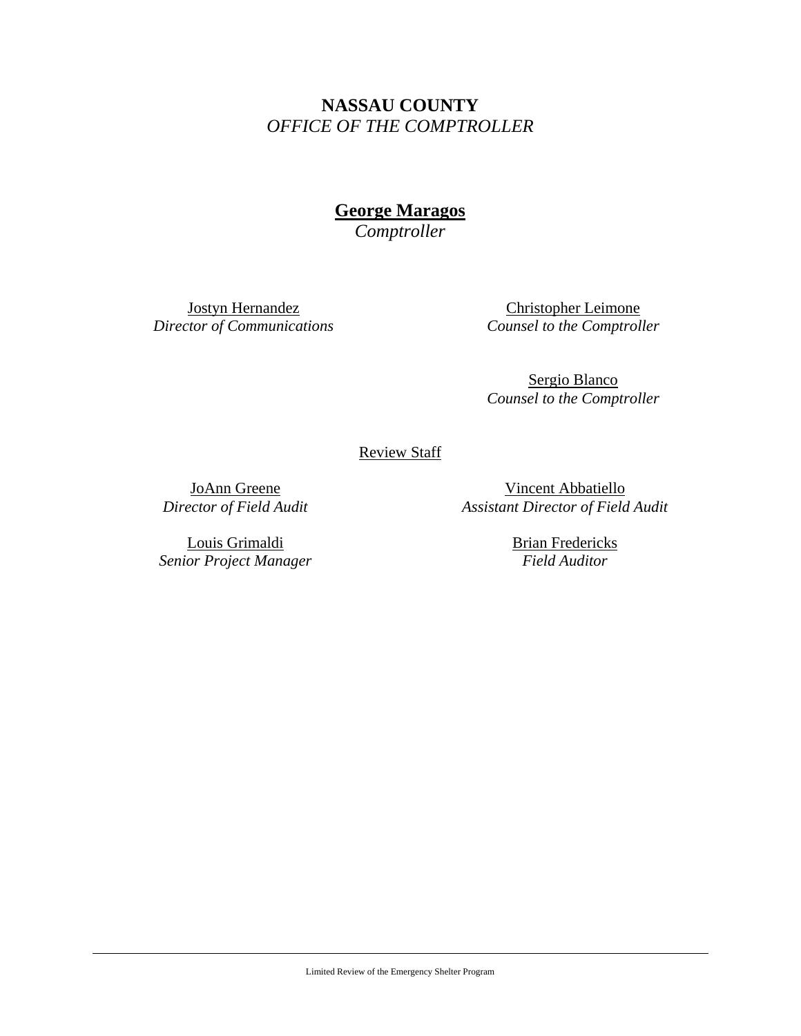**NASSAU COUNTY**
*OFFICE OF THE COMPTROLLER*

**George Maragos**
*Comptroller*

Jostyn Hernandez
*Director of Communications*

Christopher Leimone
*Counsel to the Comptroller*

Sergio Blanco
*Counsel to the Comptroller*

Review Staff

JoAnn Greene
*Director of Field Audit*

Vincent Abbatiello
*Assistant Director of Field Audit*

Louis Grimaldi
*Senior Project Manager*

Brian Fredericks
*Field Auditor*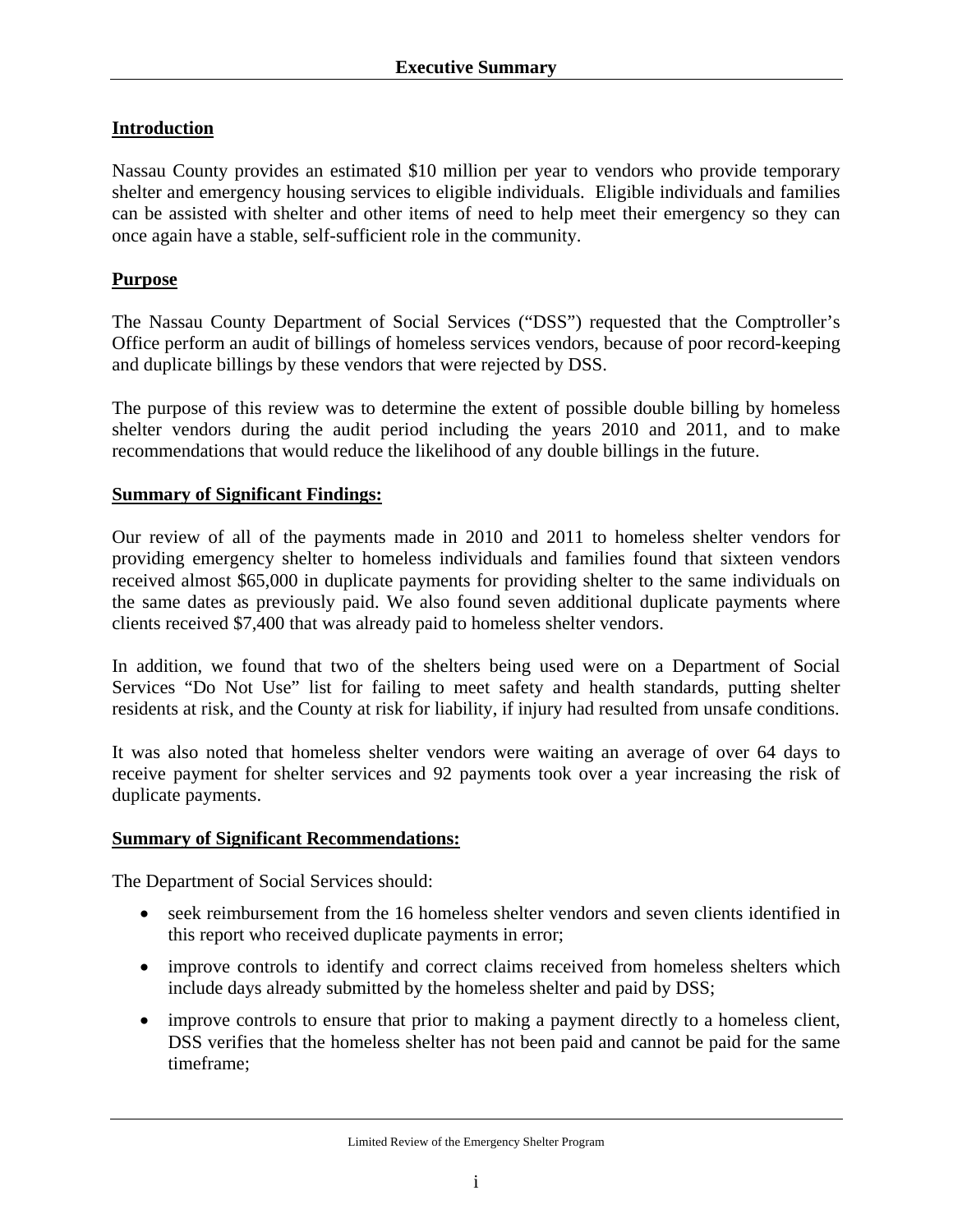# Executive Summary

## Introduction

Nassau County provides an estimated $10 million per year to vendors who provide temporary shelter and emergency housing services to eligible individuals. Eligible individuals and families can be assisted with shelter and other items of need to help meet their emergency so they can once again have a stable, self-sufficient role in the community.

## Purpose

The Nassau County Department of Social Services ("DSS") requested that the Comptroller's Office perform an audit of billings of homeless services vendors, because of poor record-keeping and duplicate billings by these vendors that were rejected by DSS.

The purpose of this review was to determine the extent of possible double billing by homeless shelter vendors during the audit period including the years 2010 and 2011, and to make recommendations that would reduce the likelihood of any double billings in the future.

## Summary of Significant Findings:

Our review of all of the payments made in 2010 and 2011 to homeless shelter vendors for providing emergency shelter to homeless individuals and families found that sixteen vendors received almost $65,000 in duplicate payments for providing shelter to the same individuals on the same dates as previously paid. We also found seven additional duplicate payments where clients received $7,400 that was already paid to homeless shelter vendors.

In addition, we found that two of the shelters being used were on a Department of Social Services "Do Not Use" list for failing to meet safety and health standards, putting shelter residents at risk, and the County at risk for liability, if injury had resulted from unsafe conditions.

It was also noted that homeless shelter vendors were waiting an average of over 64 days to receive payment for shelter services and 92 payments took over a year increasing the risk of duplicate payments.

## Summary of Significant Recommendations:

The Department of Social Services should:

- seek reimbursement from the 16 homeless shelter vendors and seven clients identified in this report who received duplicate payments in error;
- improve controls to identify and correct claims received from homeless shelters which include days already submitted by the homeless shelter and paid by DSS;
- improve controls to ensure that prior to making a payment directly to a homeless client, DSS verifies that the homeless shelter has not been paid and cannot be paid for the same timeframe;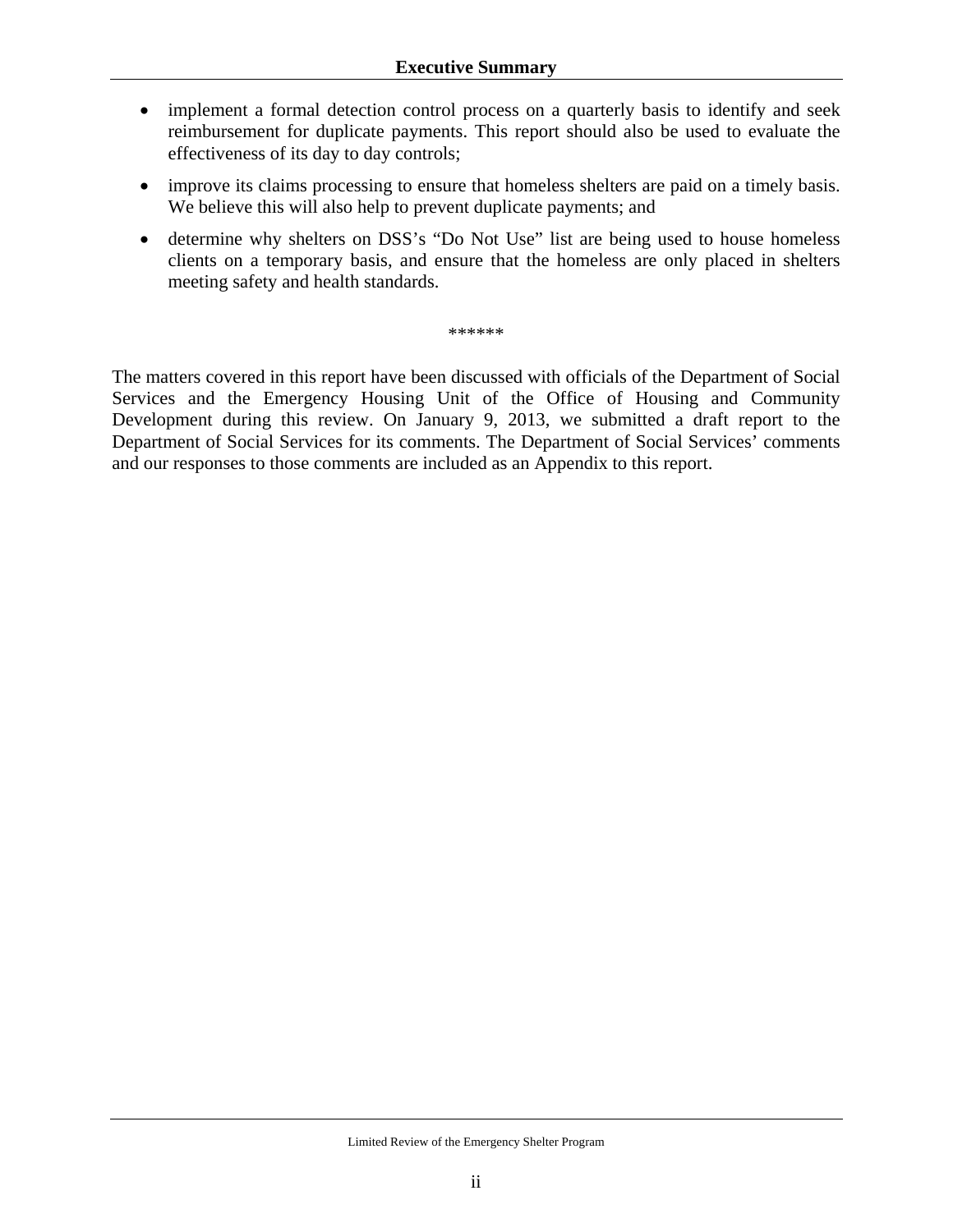- implement a formal detection control process on a quarterly basis to identify and seek reimbursement for duplicate payments. This report should also be used to evaluate the effectiveness of its day to day controls;
- improve its claims processing to ensure that homeless shelters are paid on a timely basis. We believe this will also help to prevent duplicate payments; and
- determine why shelters on DSS's "Do Not Use" list are being used to house homeless clients on a temporary basis, and ensure that the homeless are only placed in shelters meeting safety and health standards.

******

The matters covered in this report have been discussed with officials of the Department of Social Services and the Emergency Housing Unit of the Office of Housing and Community Development during this review. On January 9, 2013, we submitted a draft report to the Department of Social Services for its comments. The Department of Social Services' comments and our responses to those comments are included as an Appendix to this report.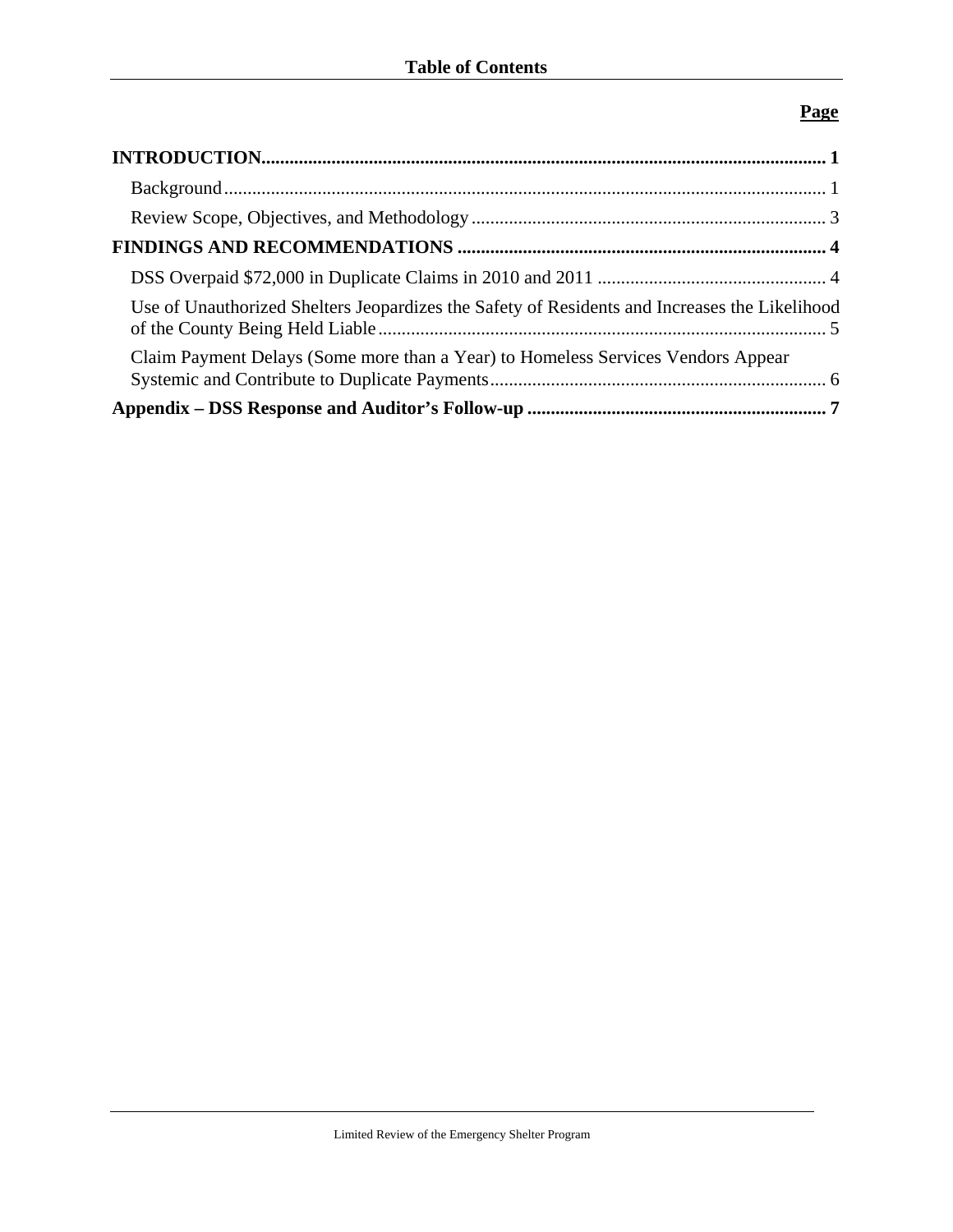## Table of Contents

| | Page |
|---|---|
| **INTRODUCTION** | **1** |
| Background | 1 |
| Review Scope, Objectives, and Methodology | 3 |
| **FINDINGS AND RECOMMENDATIONS** | **4** |
| DSS Overpaid $72,000 in Duplicate Claims in 2010 and 2011 | 4 |
| Use of Unauthorized Shelters Jeopardizes the Safety of Residents and Increases the Likelihood of the County Being Held Liable | 5 |
| Claim Payment Delays (Some more than a Year) to Homeless Services Vendors Appear Systemic and Contribute to Duplicate Payments | 6 |
| **Appendix – DSS Response and Auditor's Follow-up** | **7** |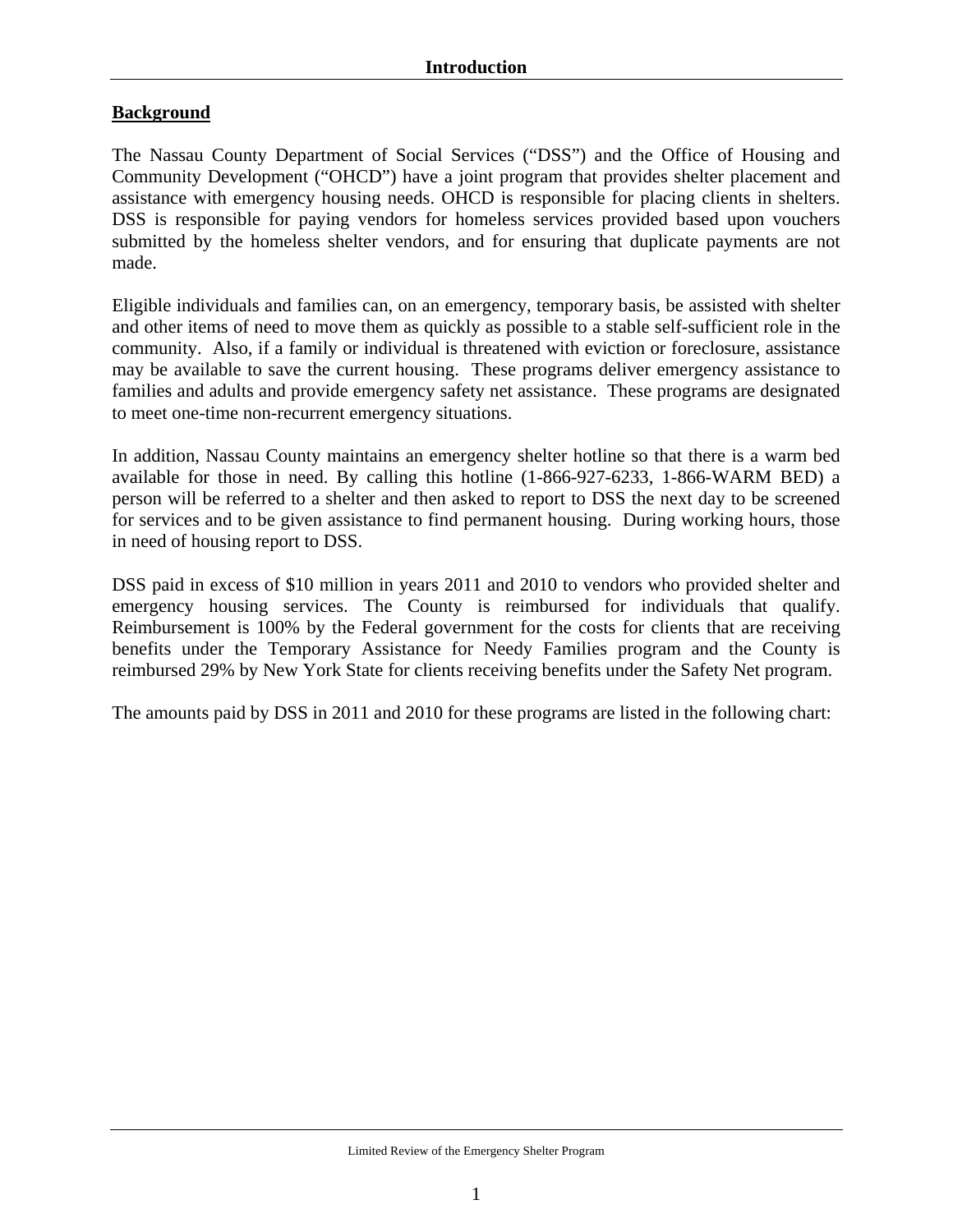# Introduction

## Background

The Nassau County Department of Social Services ("DSS") and the Office of Housing and Community Development ("OHCD") have a joint program that provides shelter placement and assistance with emergency housing needs. OHCD is responsible for placing clients in shelters. DSS is responsible for paying vendors for homeless services provided based upon vouchers submitted by the homeless shelter vendors, and for ensuring that duplicate payments are not made.

Eligible individuals and families can, on an emergency, temporary basis, be assisted with shelter and other items of need to move them as quickly as possible to a stable self-sufficient role in the community. Also, if a family or individual is threatened with eviction or foreclosure, assistance may be available to save the current housing. These programs deliver emergency assistance to families and adults and provide emergency safety net assistance. These programs are designated to meet one-time non-recurrent emergency situations.

In addition, Nassau County maintains an emergency shelter hotline so that there is a warm bed available for those in need. By calling this hotline (1-866-927-6233, 1-866-WARM BED) a person will be referred to a shelter and then asked to report to DSS the next day to be screened for services and to be given assistance to find permanent housing. During working hours, those in need of housing report to DSS.

DSS paid in excess of $10 million in years 2011 and 2010 to vendors who provided shelter and emergency housing services. The County is reimbursed for individuals that qualify. Reimbursement is 100% by the Federal government for the costs for clients that are receiving benefits under the Temporary Assistance for Needy Families program and the County is reimbursed 29% by New York State for clients receiving benefits under the Safety Net program.

The amounts paid by DSS in 2011 and 2010 for these programs are listed in the following chart: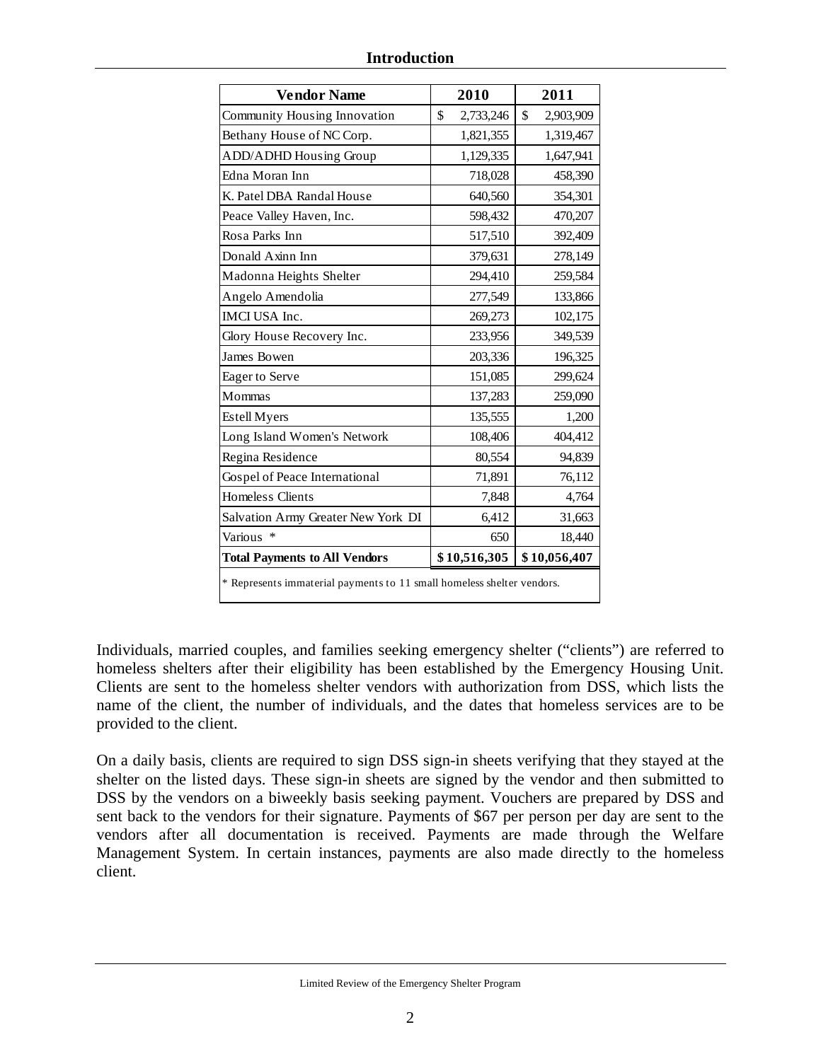| Vendor Name | 2010 | 2011 |
|---|---|---|
| Community Housing Innovation | $ 2,733,246 | $ 2,903,909 |
| Bethany House of NC Corp. | 1,821,355 | 1,319,467 |
| ADD/ADHD Housing Group | 1,129,335 | 1,647,941 |
| Edna Moran Inn | 718,028 | 458,390 |
| K. Patel DBA Randal House | 640,560 | 354,301 |
| Peace Valley Haven, Inc. | 598,432 | 470,207 |
| Rosa Parks Inn | 517,510 | 392,409 |
| Donald Axinn Inn | 379,631 | 278,149 |
| Madonna Heights Shelter | 294,410 | 259,584 |
| Angelo Amendolia | 277,549 | 133,866 |
| IMCI USA Inc. | 269,273 | 102,175 |
| Glory House Recovery Inc. | 233,956 | 349,539 |
| James Bowen | 203,336 | 196,325 |
| Eager to Serve | 151,085 | 299,624 |
| Mommas | 137,283 | 259,090 |
| Estell Myers | 135,555 | 1,200 |
| Long Island Women's Network | 108,406 | 404,412 |
| Regina Residence | 80,554 | 94,839 |
| Gospel of Peace International | 71,891 | 76,112 |
| Homeless Clients | 7,848 | 4,764 |
| Salvation Army Greater New York DI | 6,412 | 31,663 |
| Various * | 650 | 18,440 |
| **Total Payments to All Vendors** | **$ 10,516,305** | **$ 10,056,407** |

* Represents immaterial payments to 11 small homeless shelter vendors.

Individuals, married couples, and families seeking emergency shelter ("clients") are referred to homeless shelters after their eligibility has been established by the Emergency Housing Unit. Clients are sent to the homeless shelter vendors with authorization from DSS, which lists the name of the client, the number of individuals, and the dates that homeless services are to be provided to the client.

On a daily basis, clients are required to sign DSS sign-in sheets verifying that they stayed at the shelter on the listed days. These sign-in sheets are signed by the vendor and then submitted to DSS by the vendors on a biweekly basis seeking payment. Vouchers are prepared by DSS and sent back to the vendors for their signature. Payments of $67 per person per day are sent to the vendors after all documentation is received. Payments are made through the Welfare Management System. In certain instances, payments are also made directly to the homeless client.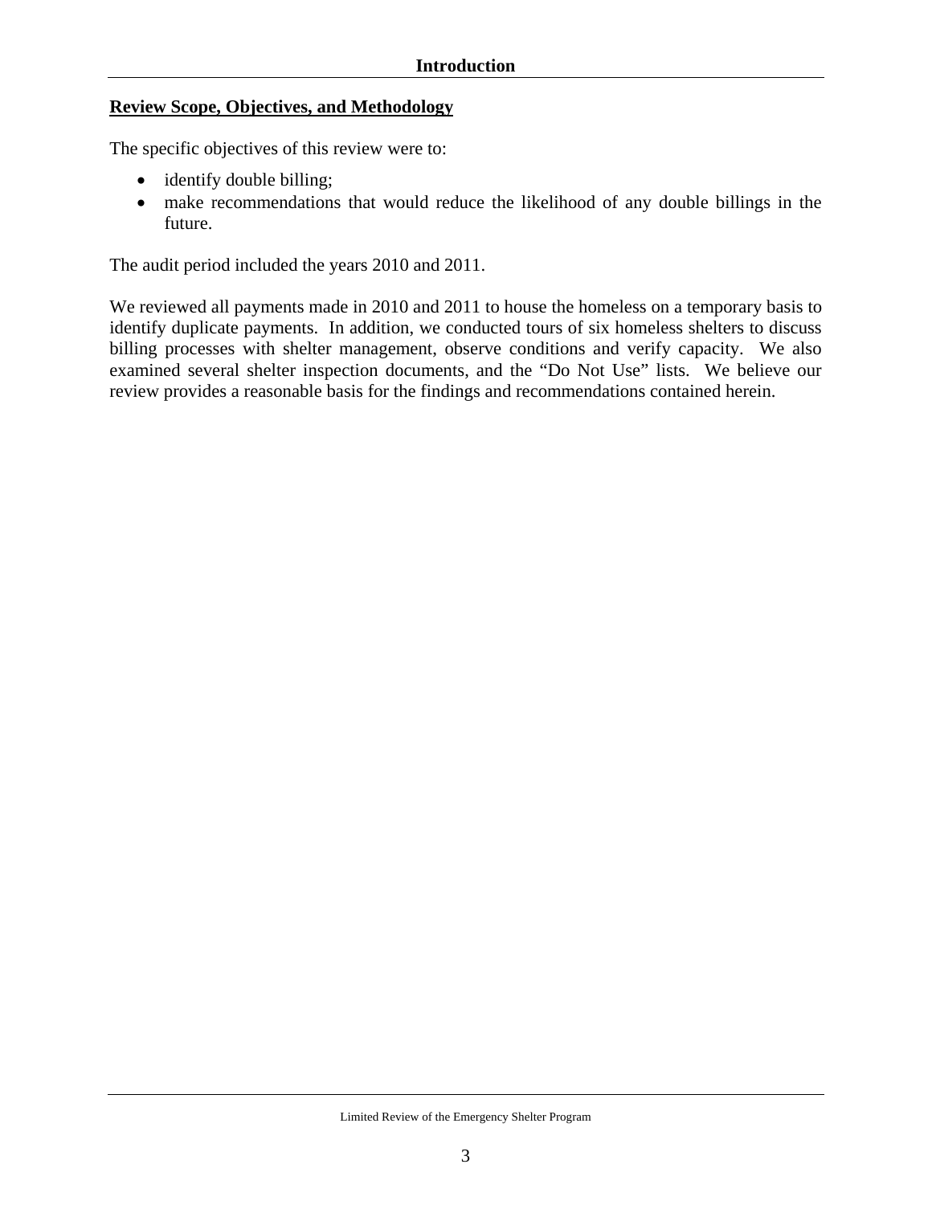## Review Scope, Objectives, and Methodology

The specific objectives of this review were to:

- identify double billing;
- make recommendations that would reduce the likelihood of any double billings in the future.

The audit period included the years 2010 and 2011.

We reviewed all payments made in 2010 and 2011 to house the homeless on a temporary basis to identify duplicate payments. In addition, we conducted tours of six homeless shelters to discuss billing processes with shelter management, observe conditions and verify capacity. We also examined several shelter inspection documents, and the "Do Not Use" lists. We believe our review provides a reasonable basis for the findings and recommendations contained herein.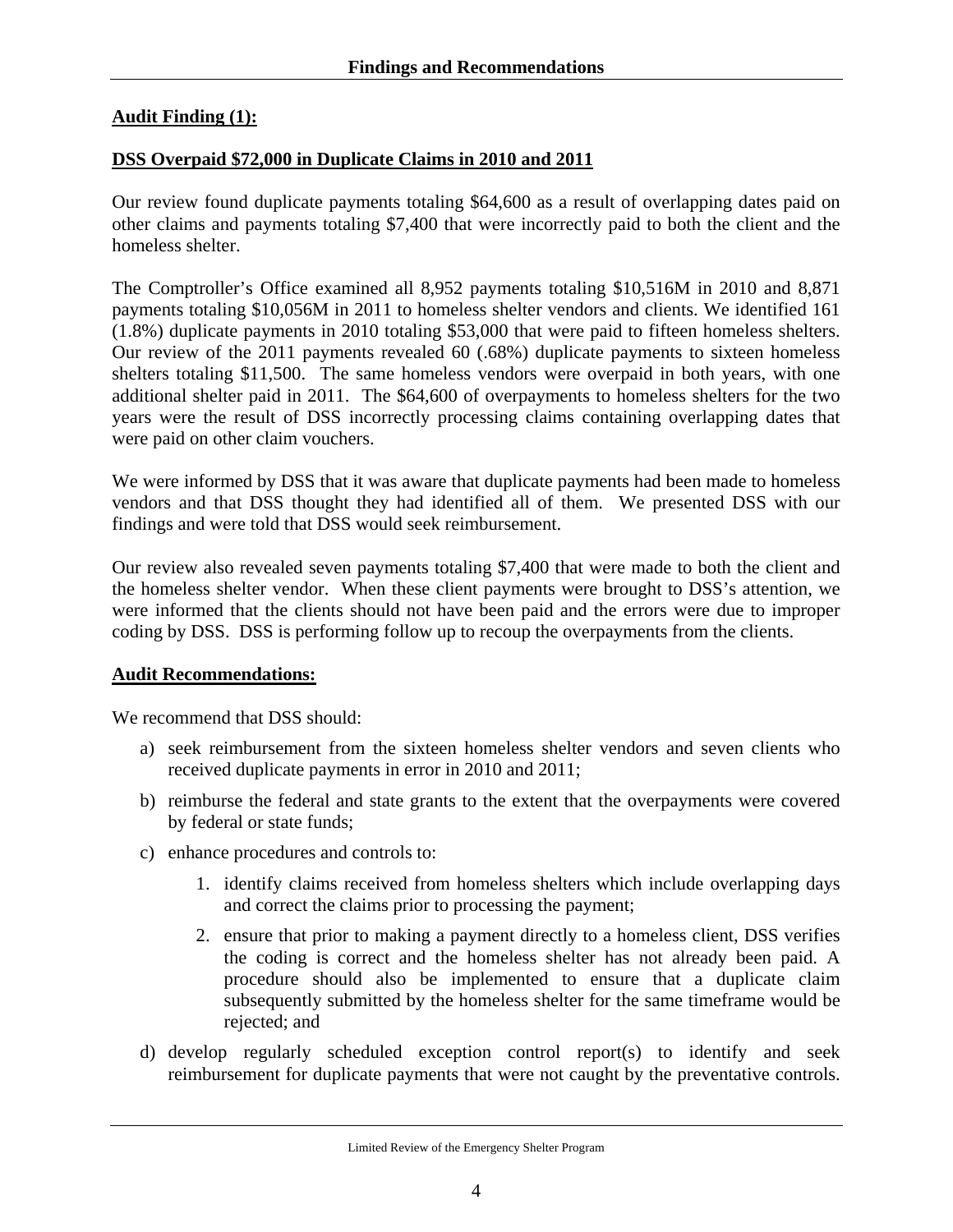## Findings and Recommendations

**Audit Finding (1):**

**DSS Overpaid $72,000 in Duplicate Claims in 2010 and 2011**

Our review found duplicate payments totaling $64,600 as a result of overlapping dates paid on other claims and payments totaling $7,400 that were incorrectly paid to both the client and the homeless shelter.

The Comptroller's Office examined all 8,952 payments totaling $10,516M in 2010 and 8,871 payments totaling $10,056M in 2011 to homeless shelter vendors and clients. We identified 161 (1.8%) duplicate payments in 2010 totaling $53,000 that were paid to fifteen homeless shelters. Our review of the 2011 payments revealed 60 (.68%) duplicate payments to sixteen homeless shelters totaling $11,500. The same homeless vendors were overpaid in both years, with one additional shelter paid in 2011. The $64,600 of overpayments to homeless shelters for the two years were the result of DSS incorrectly processing claims containing overlapping dates that were paid on other claim vouchers.

We were informed by DSS that it was aware that duplicate payments had been made to homeless vendors and that DSS thought they had identified all of them. We presented DSS with our findings and were told that DSS would seek reimbursement.

Our review also revealed seven payments totaling $7,400 that were made to both the client and the homeless shelter vendor. When these client payments were brought to DSS's attention, we were informed that the clients should not have been paid and the errors were due to improper coding by DSS. DSS is performing follow up to recoup the overpayments from the clients.

**Audit Recommendations:**

We recommend that DSS should:

a) seek reimbursement from the sixteen homeless shelter vendors and seven clients who received duplicate payments in error in 2010 and 2011;

b) reimburse the federal and state grants to the extent that the overpayments were covered by federal or state funds;

c) enhance procedures and controls to:

   1. identify claims received from homeless shelters which include overlapping days and correct the claims prior to processing the payment;

   2. ensure that prior to making a payment directly to a homeless client, DSS verifies the coding is correct and the homeless shelter has not already been paid. A procedure should also be implemented to ensure that a duplicate claim subsequently submitted by the homeless shelter for the same timeframe would be rejected; and

d) develop regularly scheduled exception control report(s) to identify and seek reimbursement for duplicate payments that were not caught by the preventative controls.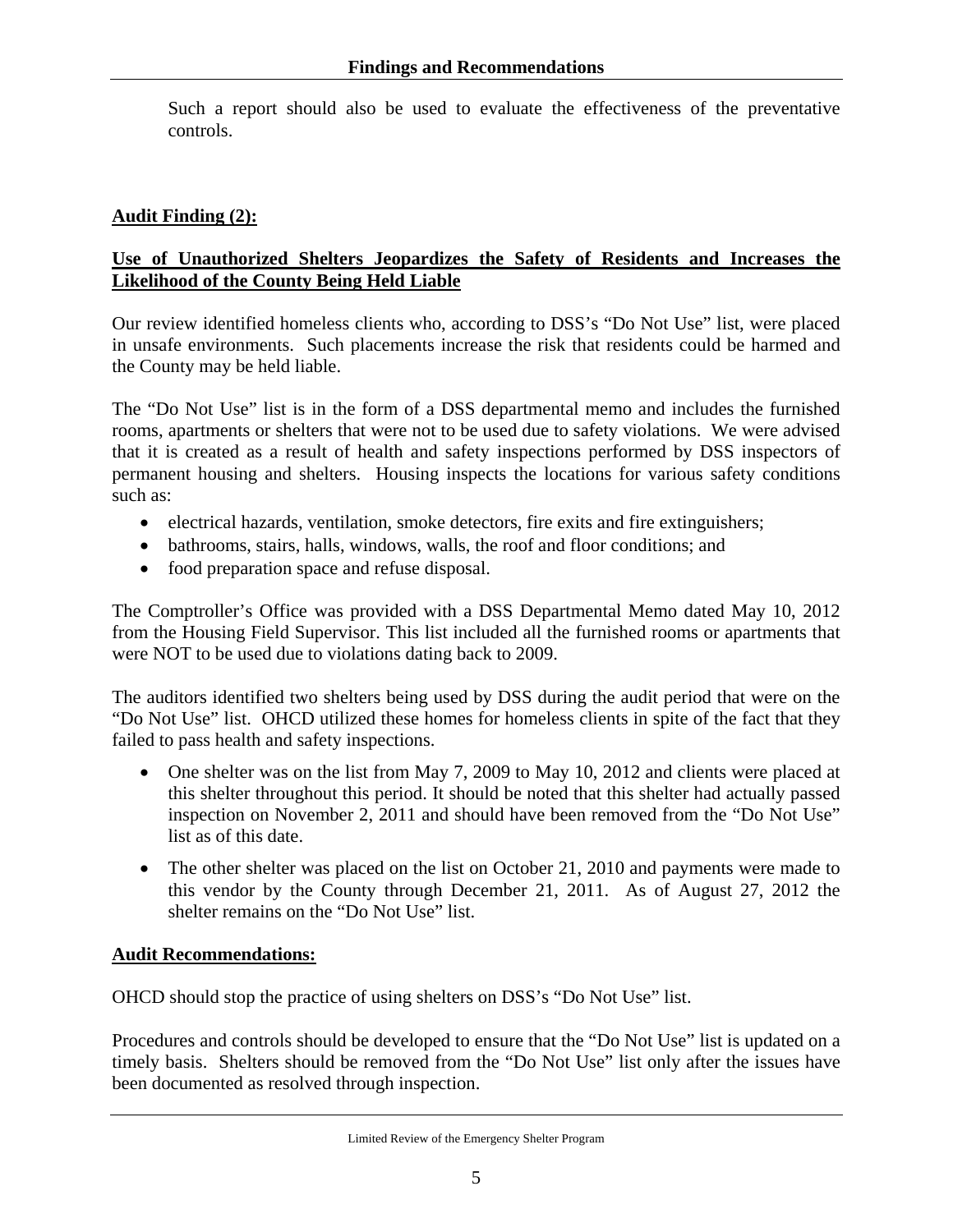Such a report should also be used to evaluate the effectiveness of the preventative controls.

**Audit Finding (2):**

**Use of Unauthorized Shelters Jeopardizes the Safety of Residents and Increases the Likelihood of the County Being Held Liable**

Our review identified homeless clients who, according to DSS's "Do Not Use" list, were placed in unsafe environments. Such placements increase the risk that residents could be harmed and the County may be held liable.

The "Do Not Use" list is in the form of a DSS departmental memo and includes the furnished rooms, apartments or shelters that were not to be used due to safety violations. We were advised that it is created as a result of health and safety inspections performed by DSS inspectors of permanent housing and shelters. Housing inspects the locations for various safety conditions such as:

- electrical hazards, ventilation, smoke detectors, fire exits and fire extinguishers;
- bathrooms, stairs, halls, windows, walls, the roof and floor conditions; and
- food preparation space and refuse disposal.

The Comptroller's Office was provided with a DSS Departmental Memo dated May 10, 2012 from the Housing Field Supervisor. This list included all the furnished rooms or apartments that were NOT to be used due to violations dating back to 2009.

The auditors identified two shelters being used by DSS during the audit period that were on the "Do Not Use" list. OHCD utilized these homes for homeless clients in spite of the fact that they failed to pass health and safety inspections.

- One shelter was on the list from May 7, 2009 to May 10, 2012 and clients were placed at this shelter throughout this period. It should be noted that this shelter had actually passed inspection on November 2, 2011 and should have been removed from the "Do Not Use" list as of this date.

- The other shelter was placed on the list on October 21, 2010 and payments were made to this vendor by the County through December 21, 2011. As of August 27, 2012 the shelter remains on the "Do Not Use" list.

**Audit Recommendations:**

OHCD should stop the practice of using shelters on DSS's "Do Not Use" list.

Procedures and controls should be developed to ensure that the "Do Not Use" list is updated on a timely basis. Shelters should be removed from the "Do Not Use" list only after the issues have been documented as resolved through inspection.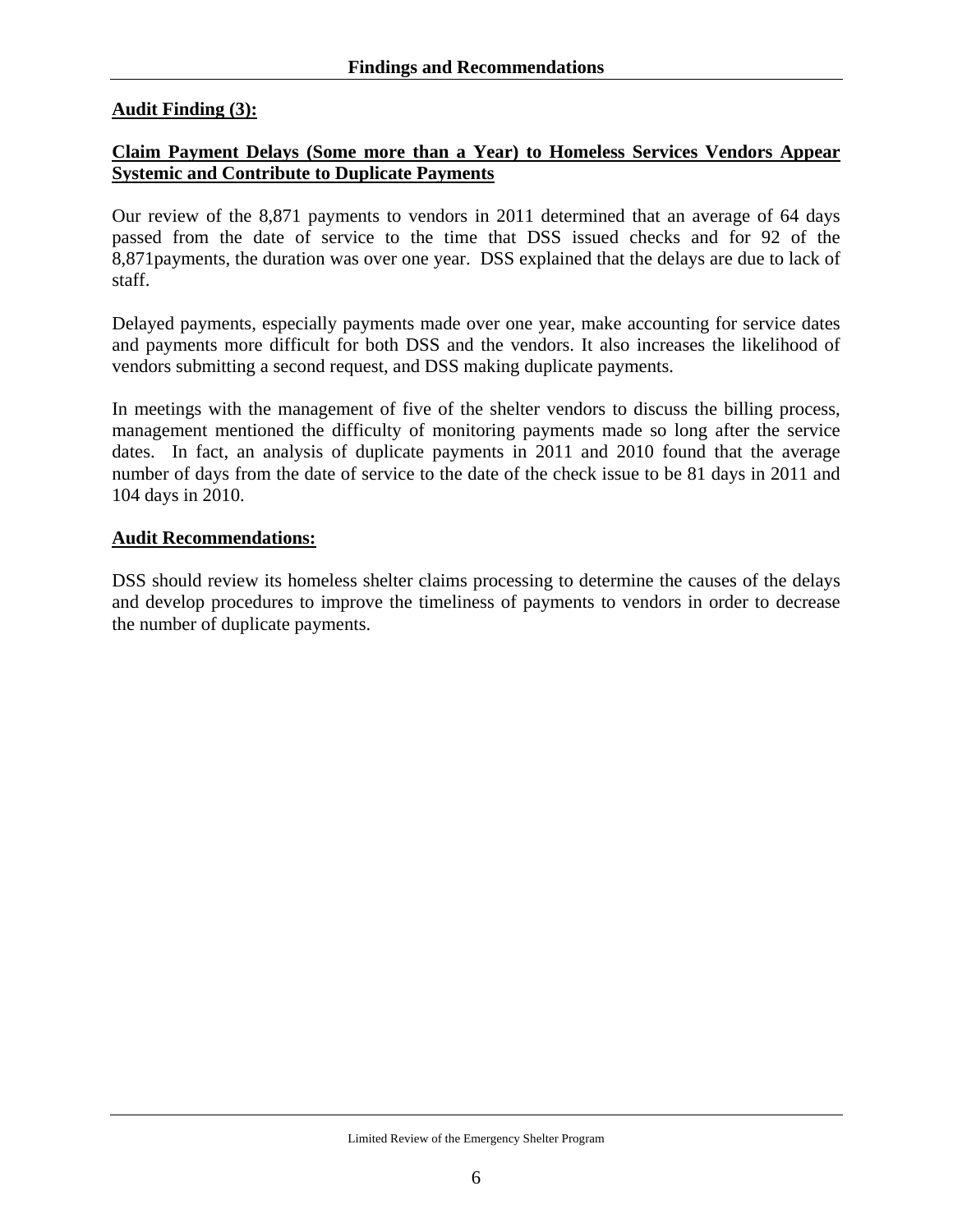## Audit Finding (3):

**Claim Payment Delays (Some more than a Year) to Homeless Services Vendors Appear Systemic and Contribute to Duplicate Payments**

Our review of the 8,871 payments to vendors in 2011 determined that an average of 64 days passed from the date of service to the time that DSS issued checks and for 92 of the 8,871payments, the duration was over one year. DSS explained that the delays are due to lack of staff.

Delayed payments, especially payments made over one year, make accounting for service dates and payments more difficult for both DSS and the vendors. It also increases the likelihood of vendors submitting a second request, and DSS making duplicate payments.

In meetings with the management of five of the shelter vendors to discuss the billing process, management mentioned the difficulty of monitoring payments made so long after the service dates. In fact, an analysis of duplicate payments in 2011 and 2010 found that the average number of days from the date of service to the date of the check issue to be 81 days in 2011 and 104 days in 2010.

## Audit Recommendations:

DSS should review its homeless shelter claims processing to determine the causes of the delays and develop procedures to improve the timeliness of payments to vendors in order to decrease the number of duplicate payments.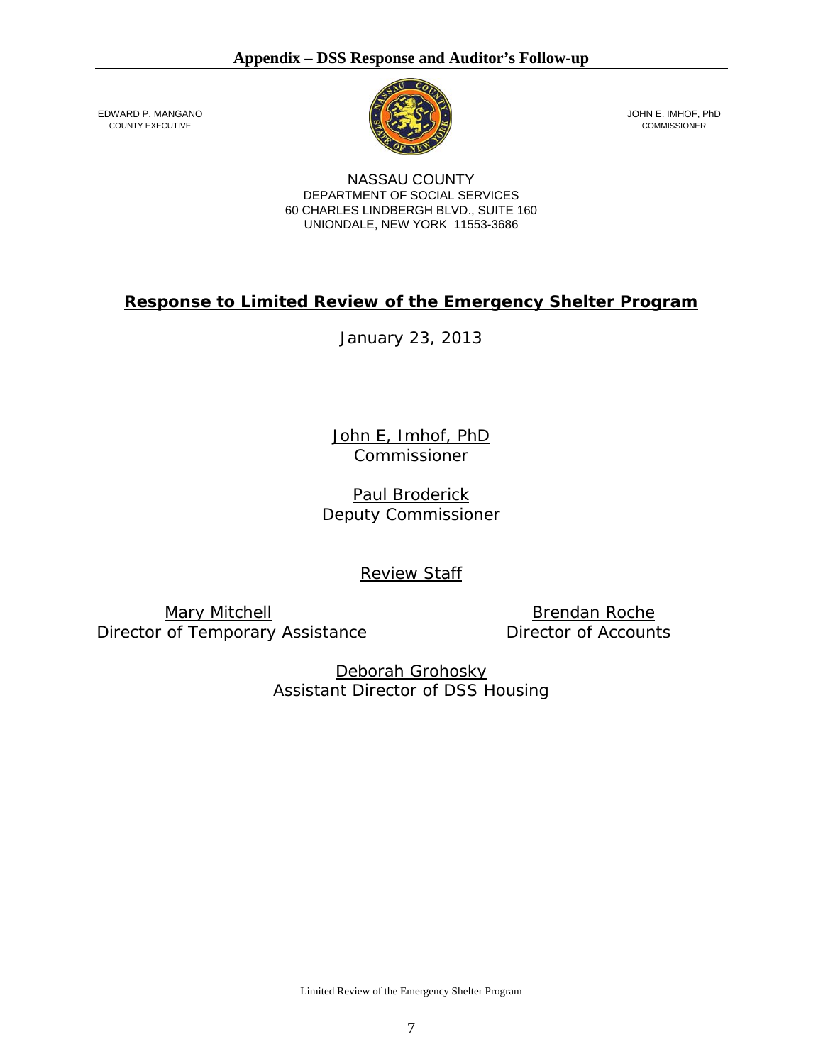## Appendix – DSS Response and Auditor's Follow-up

EDWARD P. MANGANO
COUNTY EXECUTIVE

JOHN E. IMHOF, PhD
COMMISSIONER

NASSAU COUNTY
DEPARTMENT OF SOCIAL SERVICES
60 CHARLES LINDBERGH BLVD., SUITE 160
UNIONDALE, NEW YORK 11553-3686

# Response to Limited Review of the Emergency Shelter Program

January 23, 2013

John E, Imhof, PhD
Commissioner

Paul Broderick
Deputy Commissioner

Review Staff

Mary Mitchell
Director of Temporary Assistance

Brendan Roche
Director of Accounts

Deborah Grohosky
Assistant Director of DSS Housing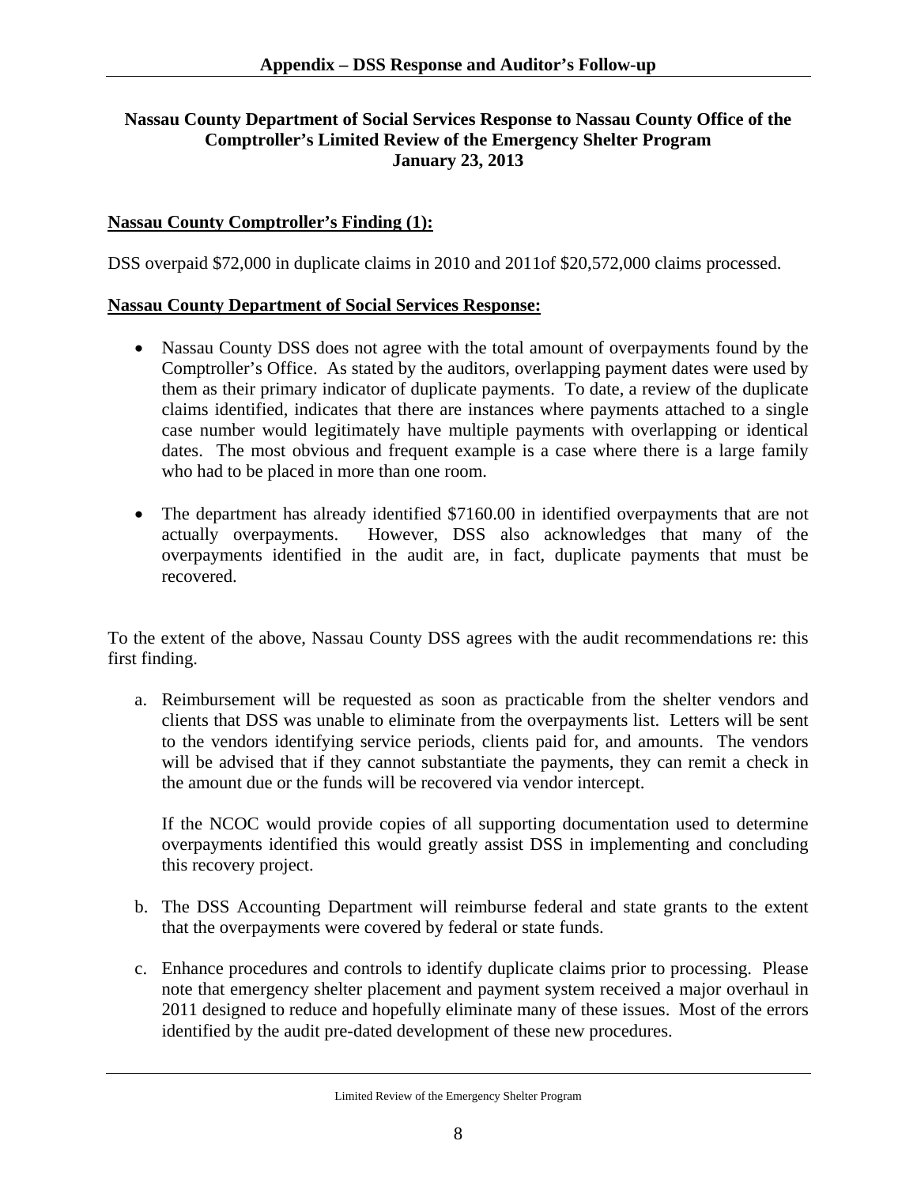## Appendix – DSS Response and Auditor's Follow-up

**Nassau County Department of Social Services Response to Nassau County Office of the Comptroller's Limited Review of the Emergency Shelter Program**
**January 23, 2013**

**<u>Nassau County Comptroller's Finding (1):</u>**

DSS overpaid $72,000 in duplicate claims in 2010 and 2011of $20,572,000 claims processed.

**<u>Nassau County Department of Social Services Response:</u>**

- Nassau County DSS does not agree with the total amount of overpayments found by the Comptroller's Office. As stated by the auditors, overlapping payment dates were used by them as their primary indicator of duplicate payments. To date, a review of the duplicate claims identified, indicates that there are instances where payments attached to a single case number would legitimately have multiple payments with overlapping or identical dates. The most obvious and frequent example is a case where there is a large family who had to be placed in more than one room.
- The department has already identified $7160.00 in identified overpayments that are not actually overpayments. However, DSS also acknowledges that many of the overpayments identified in the audit are, in fact, duplicate payments that must be recovered.

To the extent of the above, Nassau County DSS agrees with the audit recommendations re: this first finding.

a. Reimbursement will be requested as soon as practicable from the shelter vendors and clients that DSS was unable to eliminate from the overpayments list. Letters will be sent to the vendors identifying service periods, clients paid for, and amounts. The vendors will be advised that if they cannot substantiate the payments, they can remit a check in the amount due or the funds will be recovered via vendor intercept.

   If the NCOC would provide copies of all supporting documentation used to determine overpayments identified this would greatly assist DSS in implementing and concluding this recovery project.

b. The DSS Accounting Department will reimburse federal and state grants to the extent that the overpayments were covered by federal or state funds.

c. Enhance procedures and controls to identify duplicate claims prior to processing. Please note that emergency shelter placement and payment system received a major overhaul in 2011 designed to reduce and hopefully eliminate many of these issues. Most of the errors identified by the audit pre-dated development of these new procedures.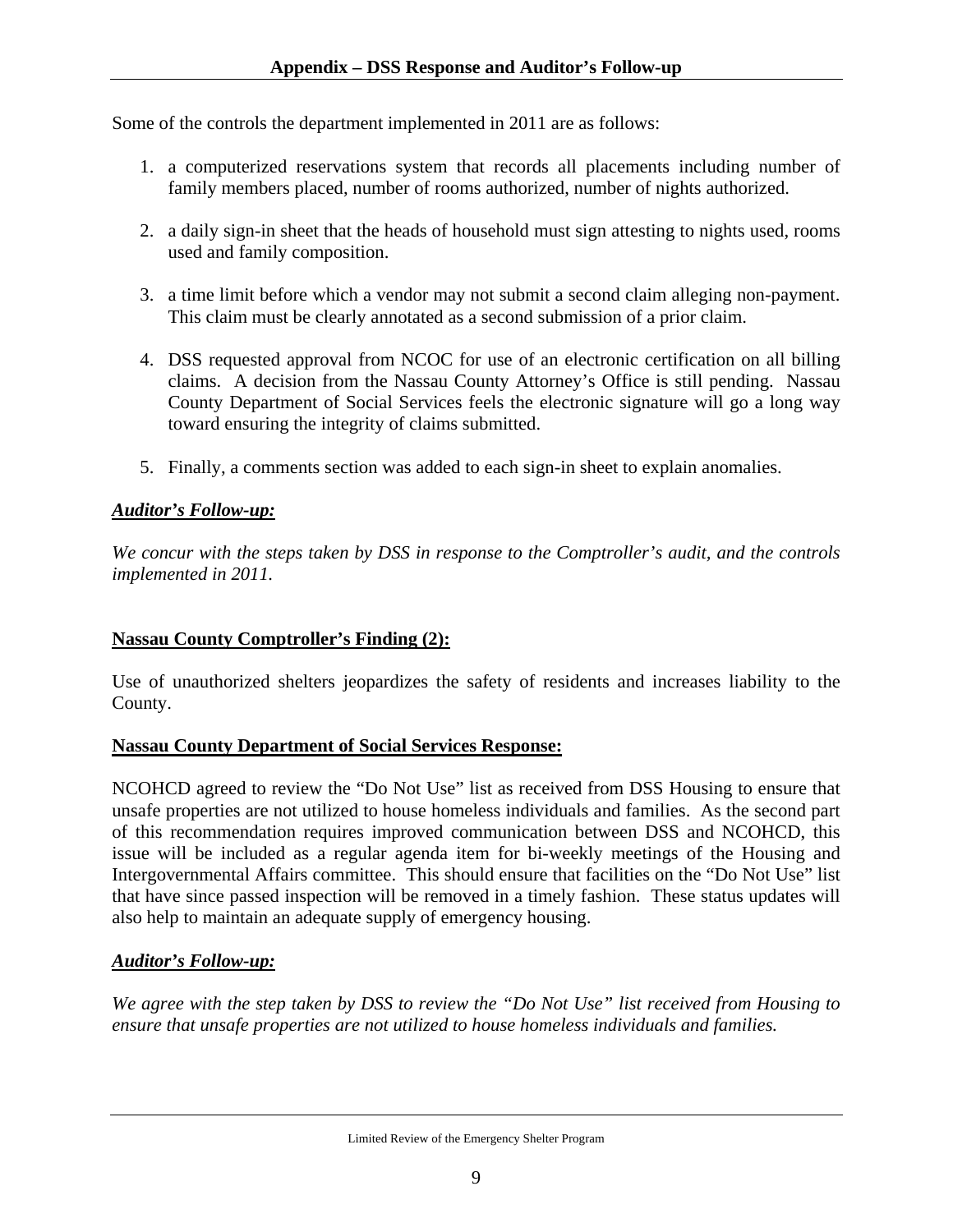Some of the controls the department implemented in 2011 are as follows:

1. a computerized reservations system that records all placements including number of family members placed, number of rooms authorized, number of nights authorized.

2. a daily sign-in sheet that the heads of household must sign attesting to nights used, rooms used and family composition.

3. a time limit before which a vendor may not submit a second claim alleging non-payment. This claim must be clearly annotated as a second submission of a prior claim.

4. DSS requested approval from NCOC for use of an electronic certification on all billing claims. A decision from the Nassau County Attorney's Office is still pending. Nassau County Department of Social Services feels the electronic signature will go a long way toward ensuring the integrity of claims submitted.

5. Finally, a comments section was added to each sign-in sheet to explain anomalies.

***Auditor's Follow-up:***

*We concur with the steps taken by DSS in response to the Comptroller's audit, and the controls implemented in 2011.*

**Nassau County Comptroller's Finding (2):**

Use of unauthorized shelters jeopardizes the safety of residents and increases liability to the County.

**Nassau County Department of Social Services Response:**

NCOHCD agreed to review the "Do Not Use" list as received from DSS Housing to ensure that unsafe properties are not utilized to house homeless individuals and families. As the second part of this recommendation requires improved communication between DSS and NCOHCD, this issue will be included as a regular agenda item for bi-weekly meetings of the Housing and Intergovernmental Affairs committee. This should ensure that facilities on the "Do Not Use" list that have since passed inspection will be removed in a timely fashion. These status updates will also help to maintain an adequate supply of emergency housing.

***Auditor's Follow-up:***

*We agree with the step taken by DSS to review the "Do Not Use" list received from Housing to ensure that unsafe properties are not utilized to house homeless individuals and families.*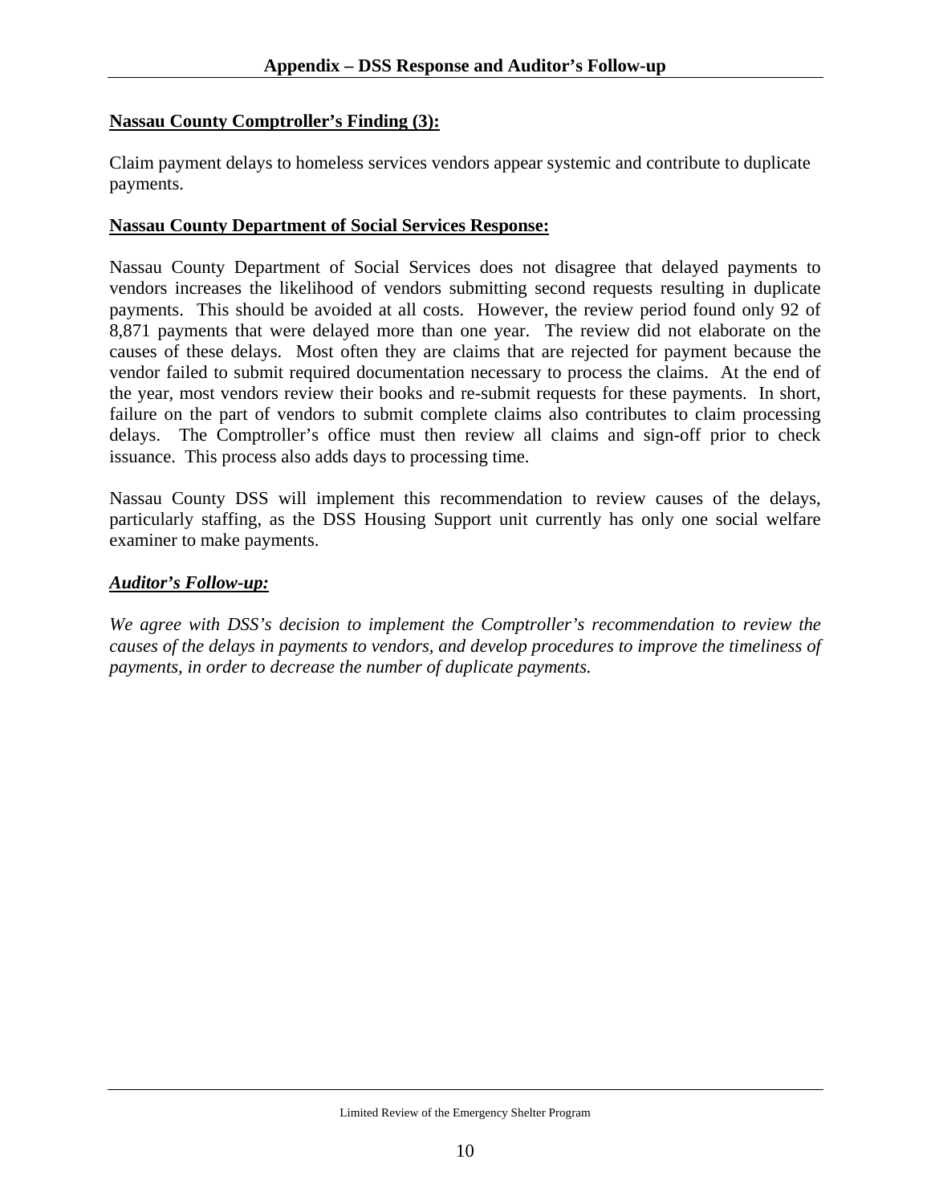## Appendix – DSS Response and Auditor's Follow-up

**Nassau County Comptroller's Finding (3):**

Claim payment delays to homeless services vendors appear systemic and contribute to duplicate payments.

**Nassau County Department of Social Services Response:**

Nassau County Department of Social Services does not disagree that delayed payments to vendors increases the likelihood of vendors submitting second requests resulting in duplicate payments. This should be avoided at all costs. However, the review period found only 92 of 8,871 payments that were delayed more than one year. The review did not elaborate on the causes of these delays. Most often they are claims that are rejected for payment because the vendor failed to submit required documentation necessary to process the claims. At the end of the year, most vendors review their books and re-submit requests for these payments. In short, failure on the part of vendors to submit complete claims also contributes to claim processing delays. The Comptroller's office must then review all claims and sign-off prior to check issuance. This process also adds days to processing time.

Nassau County DSS will implement this recommendation to review causes of the delays, particularly staffing, as the DSS Housing Support unit currently has only one social welfare examiner to make payments.

***Auditor's Follow-up:***

*We agree with DSS's decision to implement the Comptroller's recommendation to review the causes of the delays in payments to vendors, and develop procedures to improve the timeliness of payments, in order to decrease the number of duplicate payments.*